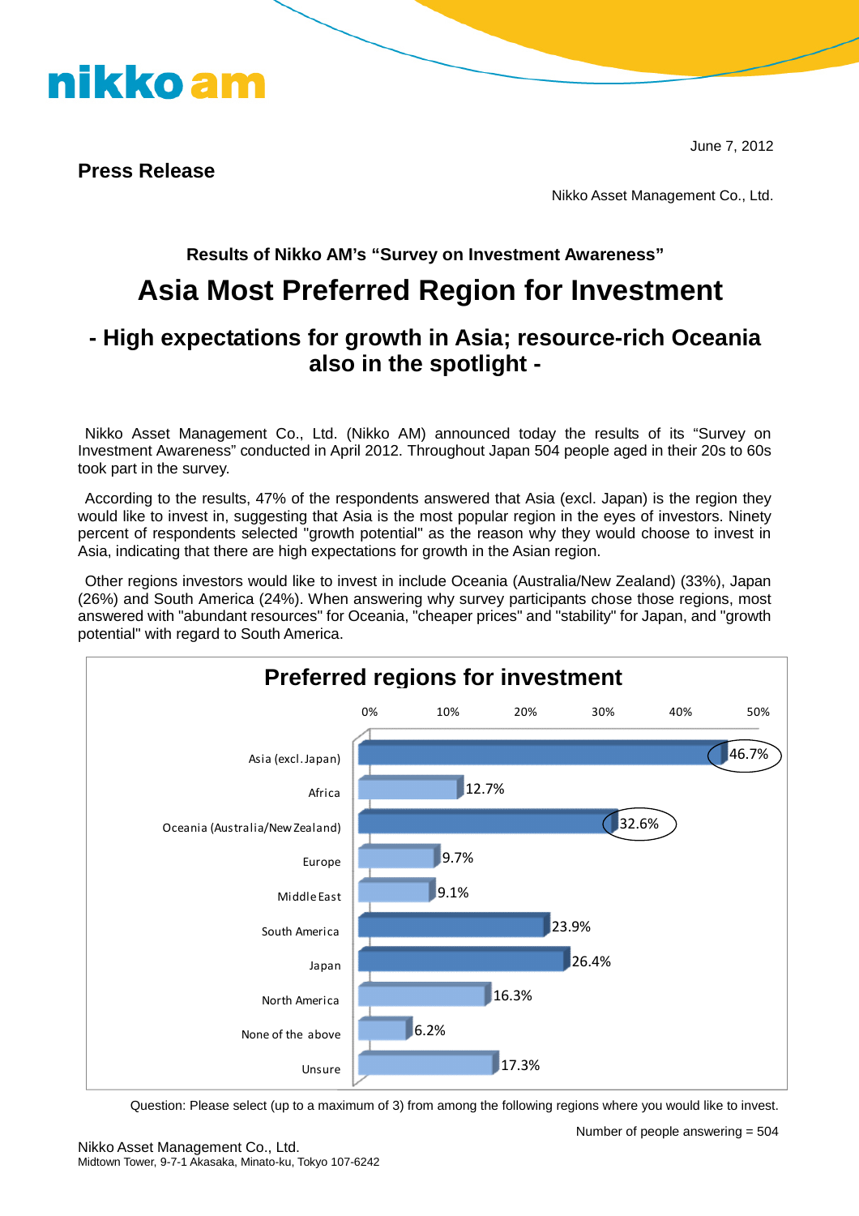June 7, 2012

**Press Release**

Nikko Asset Management Co., Ltd.

**Results of Nikko AM's "Survey on Investment Awareness"**

# Asia Most Preferred Region for Investment

## - High expectations for growth in Asia; resource-rich Oceania also in the spotlight -

Nikko Asset Management Co., Ltd. (Nikko AM) announced today the results of its "Survey on Investment Awareness" conducted in April 2012. Throughout Japan 504 people aged in their 20s to 60s took part in the survey.

According to the results, 47% of the respondents answered that Asia (excl. Japan) is the region they would like to invest in, suggesting that Asia is the most popular region in the eyes of investors. Ninety percent of respondents selected "growth potential" as the reason why they would choose to invest in Asia, indicating that there are high expectations for growth in the Asian region.

Other regions investors would like to invest in include Oceania (Australia/New Zealand) (33%), Japan (26%) and South America (24%). When answering why survey participants chose those regions, most answered with "abundant resources" for Oceania, "cheaper prices" and "stability" for Japan, and "growth potential" with regard to South America.

**Preferred regions for investment**

| Region | % |
| --- | --- |
| Asia (excl. Japan) | 46.7% |
| Africa | 12.7% |
| Oceania (Australia/New Zealand) | 32.6% |
| Europe | 9.7% |
| Middle East | 9.1% |
| South America | 23.9% |
| Japan | 26.4% |
| North America | 16.3% |
| None of the above | 6.2% |
| Unsure | 17.3% |

Question: Please select (up to a maximum of 3) from among the following regions where you would like to invest.

Number of people answering = 504

Nikko Asset Management Co., Ltd.
Midtown Tower, 9-7-1 Akasaka, Minato-ku, Tokyo 107-6242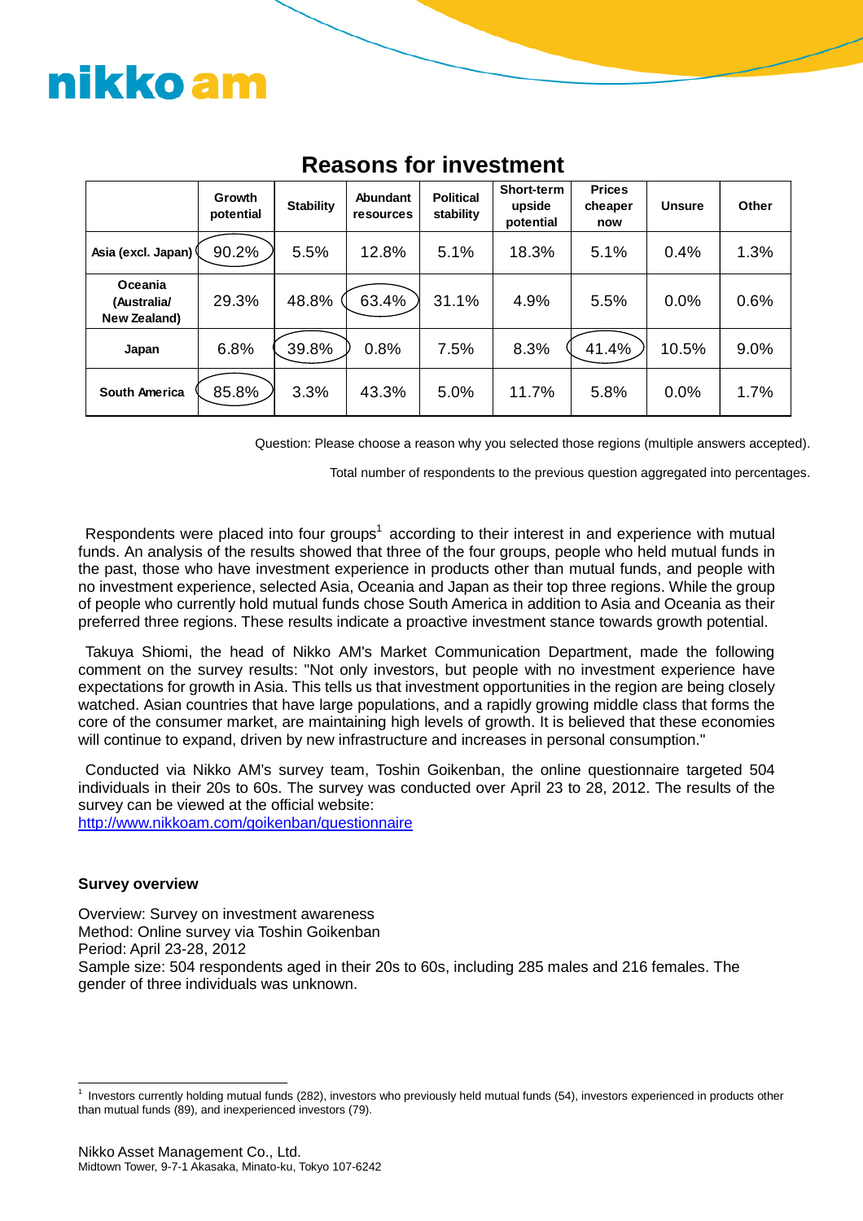## Reasons for investment

| | Growth potential | Stability | Abundant resources | Political stability | Short-term upside potential | Prices cheaper now | Unsure | Other |
|---|---|---|---|---|---|---|---|---|
| **Asia (excl. Japan)** | 90.2% | 5.5% | 12.8% | 5.1% | 18.3% | 5.1% | 0.4% | 1.3% |
| **Oceania (Australia/ New Zealand)** | 29.3% | 48.8% | 63.4% | 31.1% | 4.9% | 5.5% | 0.0% | 0.6% |
| **Japan** | 6.8% | 39.8% | 0.8% | 7.5% | 8.3% | 41.4% | 10.5% | 9.0% |
| **South America** | 85.8% | 3.3% | 43.3% | 5.0% | 11.7% | 5.8% | 0.0% | 1.7% |

Question: Please choose a reason why you selected those regions (multiple answers accepted).

Total number of respondents to the previous question aggregated into percentages.

Respondents were placed into four groups[1] according to their interest in and experience with mutual funds. An analysis of the results showed that three of the four groups, people who held mutual funds in the past, those who have investment experience in products other than mutual funds, and people with no investment experience, selected Asia, Oceania and Japan as their top three regions. While the group of people who currently hold mutual funds chose South America in addition to Asia and Oceania as their preferred three regions. These results indicate a proactive investment stance towards growth potential.

Takuya Shiomi, the head of Nikko AM's Market Communication Department, made the following comment on the survey results: "Not only investors, but people with no investment experience have expectations for growth in Asia. This tells us that investment opportunities in the region are being closely watched. Asian countries that have large populations, and a rapidly growing middle class that forms the core of the consumer market, are maintaining high levels of growth. It is believed that these economies will continue to expand, driven by new infrastructure and increases in personal consumption."

Conducted via Nikko AM's survey team, Toshin Goikenban, the online questionnaire targeted 504 individuals in their 20s to 60s. The survey was conducted over April 23 to 28, 2012. The results of the survey can be viewed at the official website:
http://www.nikkoam.com/goikenban/questionnaire

**Survey overview**

Overview: Survey on investment awareness
Method: Online survey via Toshin Goikenban
Period: April 23-28, 2012
Sample size: 504 respondents aged in their 20s to 60s, including 285 males and 216 females. The gender of three individuals was unknown.

[1] Investors currently holding mutual funds (282), investors who previously held mutual funds (54), investors experienced in products other than mutual funds (89), and inexperienced investors (79).

Nikko Asset Management Co., Ltd.
Midtown Tower, 9-7-1 Akasaka, Minato-ku, Tokyo 107-6242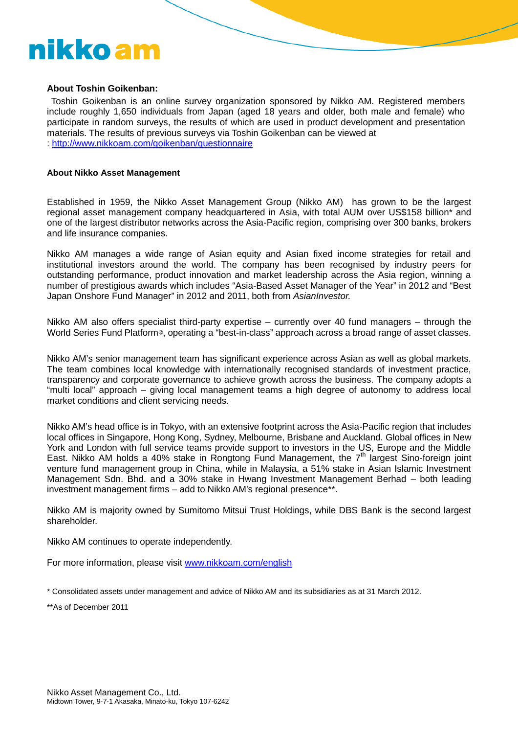**About Toshin Goikenban:**

Toshin Goikenban is an online survey organization sponsored by Nikko AM. Registered members include roughly 1,650 individuals from Japan (aged 18 years and older, both male and female) who participate in random surveys, the results of which are used in product development and presentation materials. The results of previous surveys via Toshin Goikenban can be viewed at : [http://www.nikkoam.com/goikenban/questionnaire](http://www.nikkoam.com/goikenban/questionnaire)

**About Nikko Asset Management**

Established in 1959, the Nikko Asset Management Group (Nikko AM) has grown to be the largest regional asset management company headquartered in Asia, with total AUM over US$158 billion* and one of the largest distributor networks across the Asia-Pacific region, comprising over 300 banks, brokers and life insurance companies.

Nikko AM manages a wide range of Asian equity and Asian fixed income strategies for retail and institutional investors around the world. The company has been recognised by industry peers for outstanding performance, product innovation and market leadership across the Asia region, winning a number of prestigious awards which includes “Asia-Based Asset Manager of the Year” in 2012 and “Best Japan Onshore Fund Manager” in 2012 and 2011, both from *AsianInvestor.*

Nikko AM also offers specialist third-party expertise – currently over 40 fund managers – through the World Series Fund Platform®, operating a “best-in-class” approach across a broad range of asset classes.

Nikko AM’s senior management team has significant experience across Asian as well as global markets. The team combines local knowledge with internationally recognised standards of investment practice, transparency and corporate governance to achieve growth across the business. The company adopts a “multi local” approach – giving local management teams a high degree of autonomy to address local market conditions and client servicing needs.

Nikko AM’s head office is in Tokyo, with an extensive footprint across the Asia-Pacific region that includes local offices in Singapore, Hong Kong, Sydney, Melbourne, Brisbane and Auckland. Global offices in New York and London with full service teams provide support to investors in the US, Europe and the Middle East. Nikko AM holds a 40% stake in Rongtong Fund Management, the 7th largest Sino-foreign joint venture fund management group in China, while in Malaysia, a 51% stake in Asian Islamic Investment Management Sdn. Bhd. and a 30% stake in Hwang Investment Management Berhad – both leading investment management firms – add to Nikko AM’s regional presence**.

Nikko AM is majority owned by Sumitomo Mitsui Trust Holdings, while DBS Bank is the second largest shareholder.

Nikko AM continues to operate independently.

For more information, please visit [www.nikkoam.com/english](www.nikkoam.com/english)

* Consolidated assets under management and advice of Nikko AM and its subsidiaries as at 31 March 2012.

**As of December 2011

Nikko Asset Management Co., Ltd.
Midtown Tower, 9-7-1 Akasaka, Minato-ku, Tokyo 107-6242